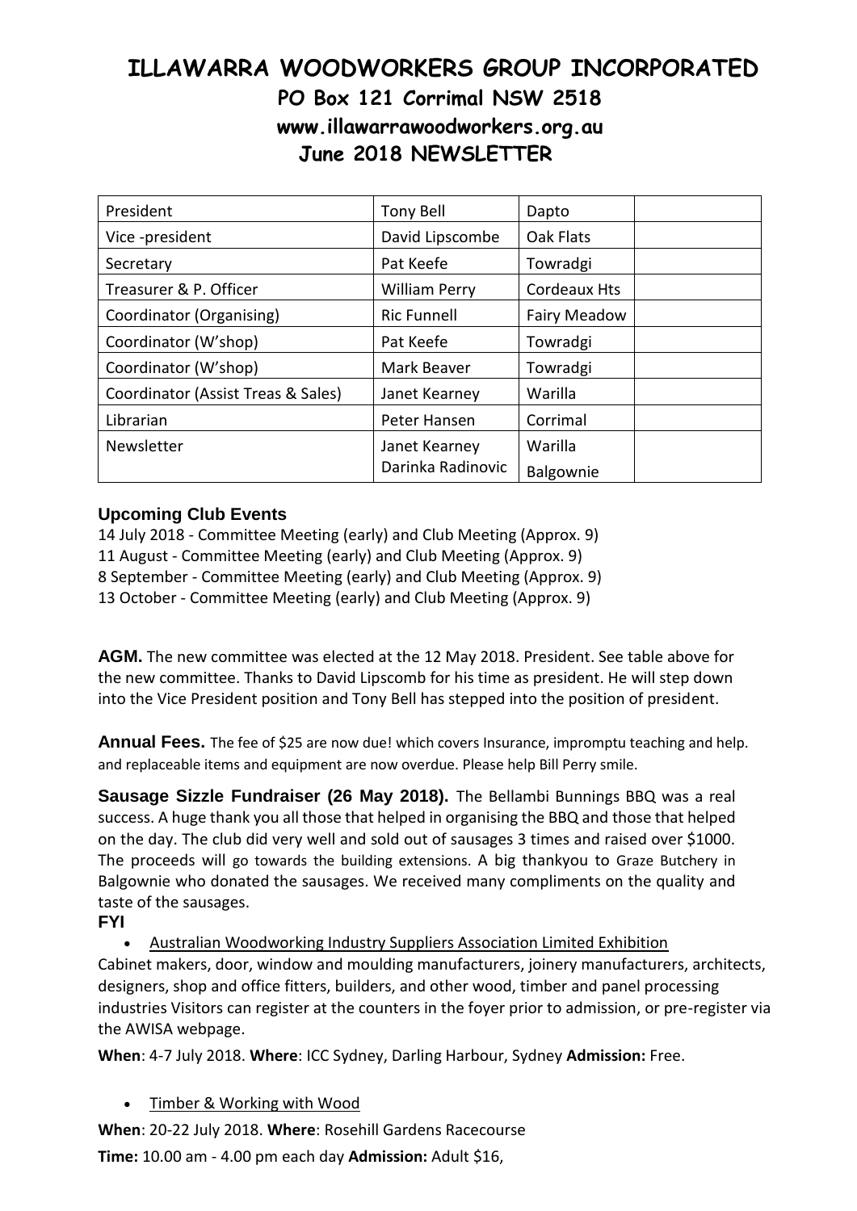# ILLAWARRA WOODWORKERS GROUP INCORPORATED

## PO Box 121 Corrimal NSW 2518

## www.illawarrawoodworkers.org.au

## June 2018 NEWSLETTER

| | | | |
|---|---|---|---|
| President | Tony Bell | Dapto | |
| Vice -president | David Lipscombe | Oak Flats | |
| Secretary | Pat Keefe | Towradgi | |
| Treasurer & P. Officer | William Perry | Cordeaux Hts | |
| Coordinator (Organising) | Ric Funnell | Fairy Meadow | |
| Coordinator (W'shop) | Pat Keefe | Towradgi | |
| Coordinator (W'shop) | Mark Beaver | Towradgi | |
| Coordinator (Assist Treas & Sales) | Janet Kearney | Warilla | |
| Librarian | Peter Hansen | Corrimal | |
| Newsletter | Janet Kearney<br>Darinka Radinovic | Warilla<br>Balgownie | |

**Upcoming Club Events**

14 July 2018 - Committee Meeting (early) and Club Meeting (Approx. 9)
11 August - Committee Meeting (early) and Club Meeting (Approx. 9)
8 September - Committee Meeting (early) and Club Meeting (Approx. 9)
13 October - Committee Meeting (early) and Club Meeting (Approx. 9)

**AGM.** The new committee was elected at the 12 May 2018. President. See table above for the new committee. Thanks to David Lipscomb for his time as president. He will step down into the Vice President position and Tony Bell has stepped into the position of president.

**Annual Fees.** The fee of $25 are now due! which covers Insurance, impromptu teaching and help. and replaceable items and equipment are now overdue. Please help Bill Perry smile.

**Sausage Sizzle Fundraiser (26 May 2018).** The Bellambi Bunnings BBQ was a real success. A huge thank you all those that helped in organising the BBQ and those that helped on the day. The club did very well and sold out of sausages 3 times and raised over $1000. The proceeds will go towards the building extensions. A big thankyou to Graze Butchery in Balgownie who donated the sausages. We received many compliments on the quality and taste of the sausages.

**FYI**

- Australian Woodworking Industry Suppliers Association Limited Exhibition

Cabinet makers, door, window and moulding manufacturers, joinery manufacturers, architects, designers, shop and office fitters, builders, and other wood, timber and panel processing industries Visitors can register at the counters in the foyer prior to admission, or pre-register via the AWISA webpage.

**When**: 4-7 July 2018. **Where**: ICC Sydney, Darling Harbour, Sydney **Admission:** Free.

- Timber & Working with Wood

**When**: 20-22 July 2018. **Where**: Rosehill Gardens Racecourse

**Time:** 10.00 am - 4.00 pm each day **Admission:** Adult $16,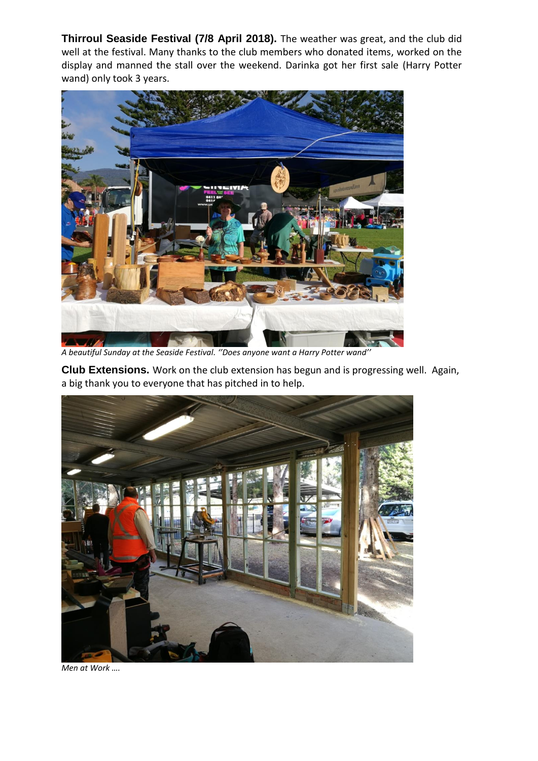**Thirroul Seaside Festival (7/8 April 2018).** The weather was great, and the club did well at the festival. Many thanks to the club members who donated items, worked on the display and manned the stall over the weekend. Darinka got her first sale (Harry Potter wand) only took 3 years.

*A beautiful Sunday at the Seaside Festival. ''Does anyone want a Harry Potter wand''*

**Club Extensions.** Work on the club extension has begun and is progressing well. Again, a big thank you to everyone that has pitched in to help.

*Men at Work ….*